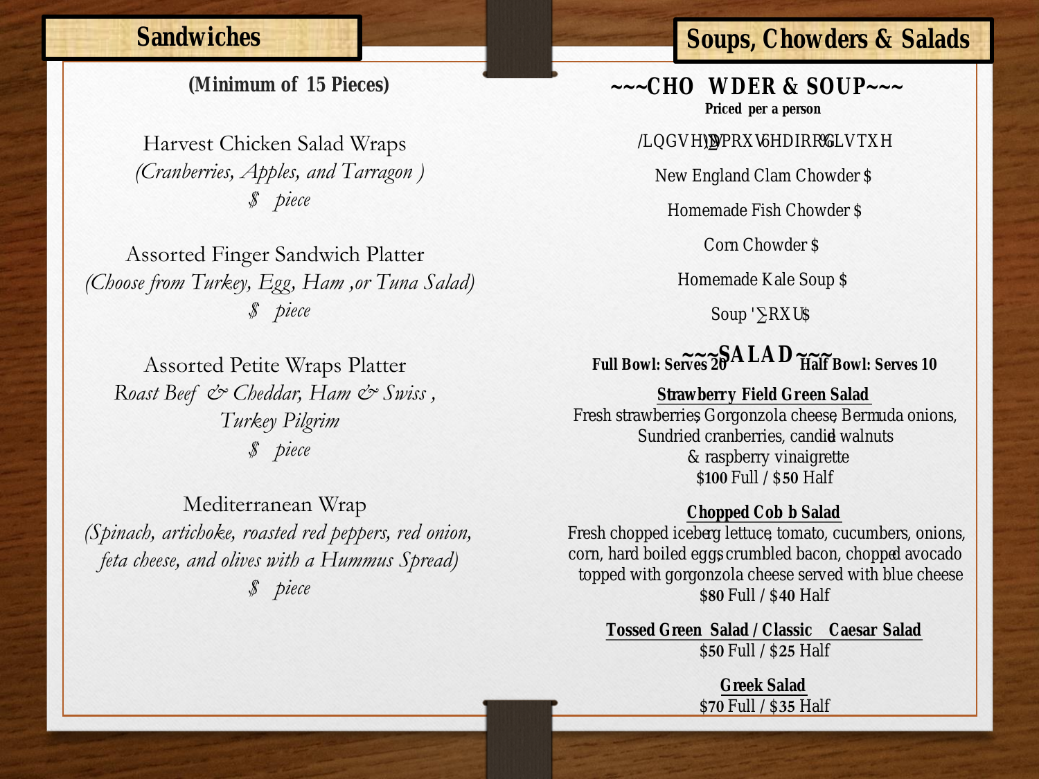## Sandwiches

**(Minimum of 15 Pieces)**

Harvest Chicken Salad Wraps
*(Cranberries, Apples, and Tarragon )*
*$ piece*

Assorted Finger Sandwich Platter
*(Choose from Turkey, Egg, Ham ,or Tuna Salad)*
*$ piece*

Assorted Petite Wraps Platter
*Roast Beef & Cheddar, Ham & Swiss , Turkey Pilgrim*
*$ piece*

Mediterranean Wrap
*(Spinach, artichoke, roasted red peppers, red onion, feta cheese, and olives with a Hummus Spread)*
*$ piece*

## Soups, Chowders & Salads

**~~~CHO WDER & SOUP~~~**

**Priced per a person**

/LQGVH\)∑PRXV6HDIRRG%LVTXH

New England Clam Chowder $

Homemade Fish Chowder $

Corn Chowder $

Homemade Kale Soup $

Soup '∑RXU$

**Full Bowl: Serves 20** **Half Bowl: Serves 10**

**~~~SALAD~~~**

**Strawberry Field Green Salad**
Fresh strawberries, Gorgonzola cheese, Bermuda onions, Sundried cranberries, candied walnuts & raspberry vinaigrette
**$100** Full / **$50** Half

**Chopped Cob b Salad**
Fresh chopped iceberg lettuce, tomato, cucumbers, onions, corn, hard boiled eggs, crumbled bacon, chopped avocado topped with gorgonzola cheese served with blue cheese
**$80** Full / **$40** Half

**Tossed Green Salad / Classic Caesar Salad**
**$50** Full / **$25** Half

**Greek Salad**
**$70** Full / **$35** Half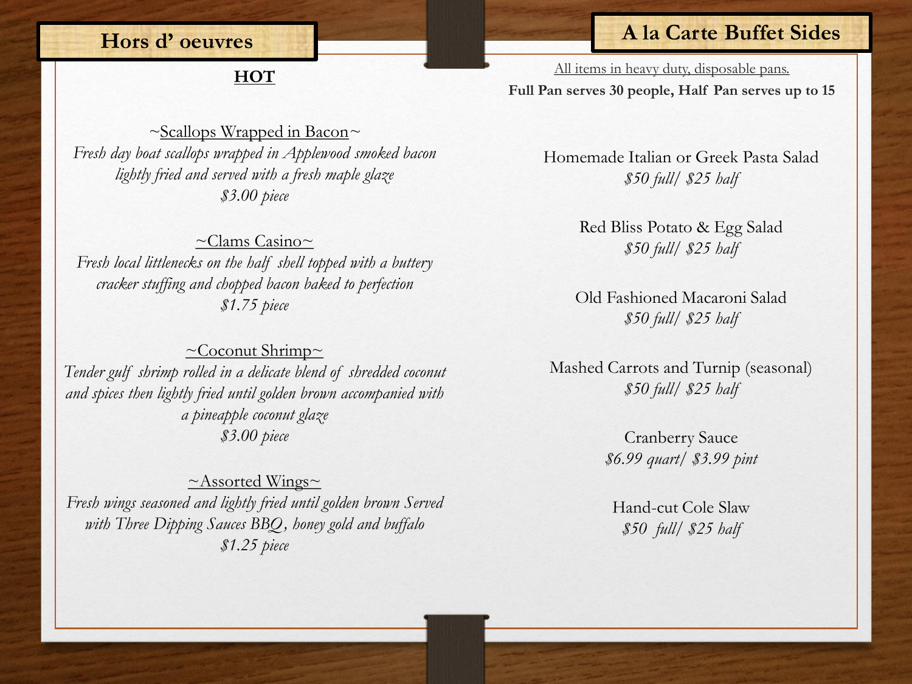## Hors d' oeuvres

### HOT

~Scallops Wrapped in Bacon~

*Fresh day boat scallops wrapped in Applewood smoked bacon lightly fried and served with a fresh maple glaze*

*$3.00 piece*

~Clams Casino~

*Fresh local littlenecks on the half shell topped with a buttery cracker stuffing and chopped bacon baked to perfection*

*$1.75 piece*

~Coconut Shrimp~

*Tender gulf shrimp rolled in a delicate blend of shredded coconut and spices then lightly fried until golden brown accompanied with a pineapple coconut glaze*

*$3.00 piece*

~Assorted Wings~

*Fresh wings seasoned and lightly fried until golden brown Served with Three Dipping Sauces BBQ, honey gold and buffalo*

*$1.25 piece*

## A la Carte Buffet Sides

All items in heavy duty, disposable pans.

**Full Pan serves 30 people, Half Pan serves up to 15**

Homemade Italian or Greek Pasta Salad
*$50 full/ $25 half*

Red Bliss Potato & Egg Salad
*$50 full/ $25 half*

Old Fashioned Macaroni Salad
*$50 full/ $25 half*

Mashed Carrots and Turnip (seasonal)
*$50 full/ $25 half*

Cranberry Sauce
*$6.99 quart/ $3.99 pint*

Hand-cut Cole Slaw
*$50 full/ $25 half*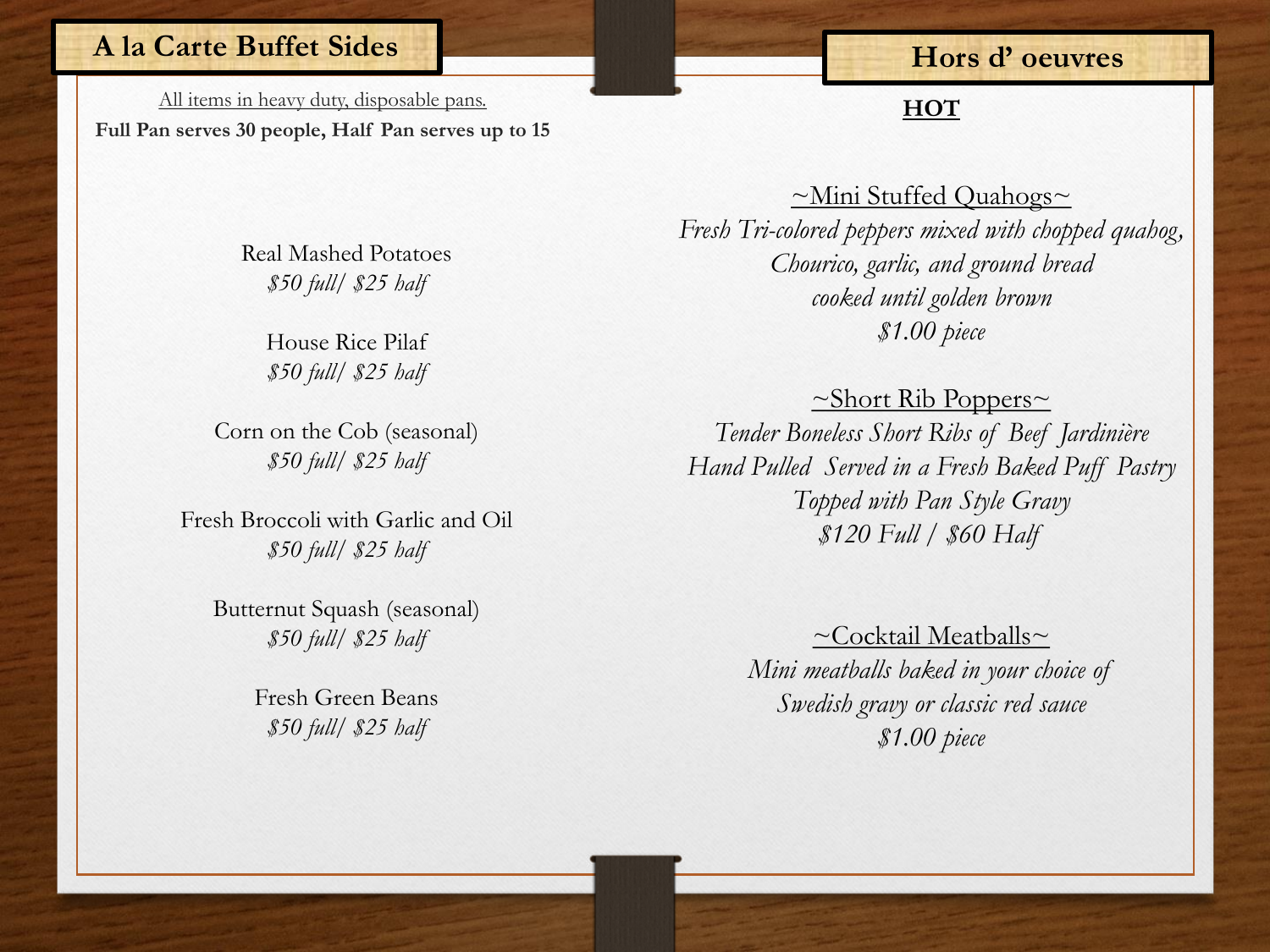## A la Carte Buffet Sides

All items in heavy duty, disposable pans.

**Full Pan serves 30 people, Half Pan serves up to 15**

Real Mashed Potatoes
*$50 full/ $25 half*

House Rice Pilaf
*$50 full/ $25 half*

Corn on the Cob (seasonal)
*$50 full/ $25 half*

Fresh Broccoli with Garlic and Oil
*$50 full/ $25 half*

Butternut Squash (seasonal)
*$50 full/ $25 half*

Fresh Green Beans
*$50 full/ $25 half*

## Hors d' oeuvres

**HOT**

~Mini Stuffed Quahogs~
*Fresh Tri-colored peppers mixed with chopped quahog, Chourico, garlic, and ground bread cooked until golden brown*
*$1.00 piece*

~Short Rib Poppers~
*Tender Boneless Short Ribs of Beef Jardinière Hand Pulled Served in a Fresh Baked Puff Pastry Topped with Pan Style Gravy*
*$120 Full / $60 Half*

~Cocktail Meatballs~
*Mini meatballs baked in your choice of Swedish gravy or classic red sauce*
*$1.00 piece*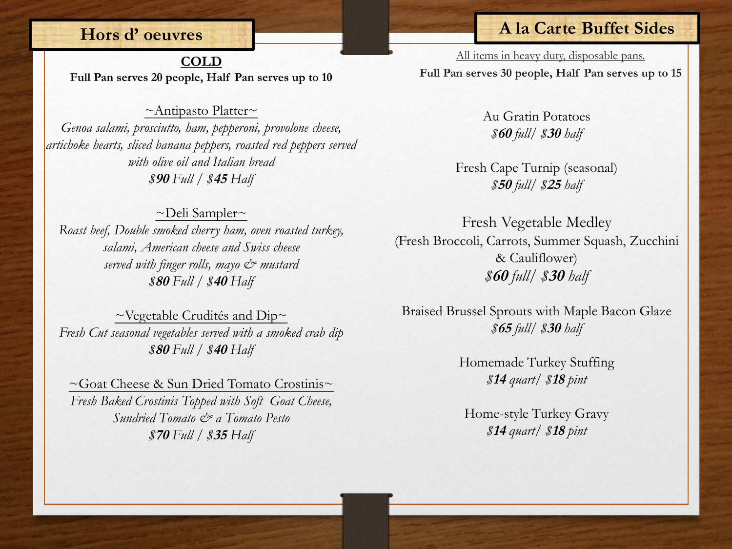## Hors d' oeuvres

**COLD**

**Full Pan serves 20 people, Half Pan serves up to 10**

~Antipasto Platter~

*Genoa salami, prosciutto, ham, pepperoni, provolone cheese, artichoke hearts, sliced banana peppers, roasted red peppers served with olive oil and Italian bread*

*$**90** Full / $**45** Half*

~Deli Sampler~

*Roast beef, Double smoked cherry ham, oven roasted turkey, salami, American cheese and Swiss cheese served with finger rolls, mayo & mustard*

*$**80** Full / $**40** Half*

~Vegetable Crudités and Dip~

*Fresh Cut seasonal vegetables served with a smoked crab dip*

*$**80** Full / $**40** Half*

~Goat Cheese & Sun Dried Tomato Crostinis~

*Fresh Baked Crostinis Topped with Soft Goat Cheese, Sundried Tomato & a Tomato Pesto*

*$**70** Full / $**35** Half*

## A la Carte Buffet Sides

All items in heavy duty, disposable pans.

**Full Pan serves 30 people, Half Pan serves up to 15**

Au Gratin Potatoes

*$**60** full/ $**30** half*

Fresh Cape Turnip (seasonal)

*$**50** full/ $**25** half*

Fresh Vegetable Medley

(Fresh Broccoli, Carrots, Summer Squash, Zucchini & Cauliflower)

*$**60** full/ $**30** half*

Braised Brussel Sprouts with Maple Bacon Glaze

*$**65** full/ $**30** half*

Homemade Turkey Stuffing

*$**14** quart/ $**18** pint*

Home-style Turkey Gravy

*$**14** quart/ $**18** pint*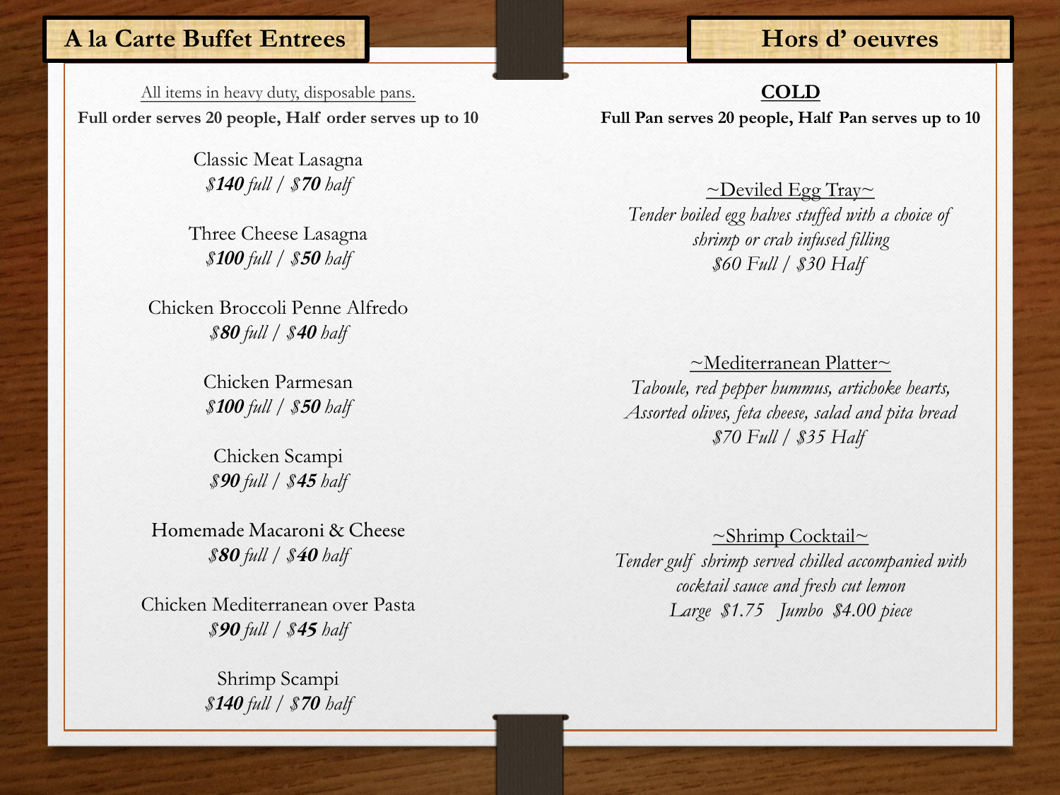## A la Carte Buffet Entrees

All items in heavy duty, disposable pans.

**Full order serves 20 people, Half order serves up to 10**

Classic Meat Lasagna
*$**140** full / $**70** half*

Three Cheese Lasagna
*$**100** full / $**50** half*

Chicken Broccoli Penne Alfredo
*$**80** full / $**40** half*

Chicken Parmesan
*$**100** full / $**50** half*

Chicken Scampi
*$**90** full / $**45** half*

Homemade Macaroni & Cheese
*$**80** full / $**40** half*

Chicken Mediterranean over Pasta
*$**90** full / $**45** half*

Shrimp Scampi
*$**140** full / $**70** half*

## Hors d' oeuvres

**COLD**

**Full Pan serves 20 people, Half Pan serves up to 10**

~Deviled Egg Tray~
*Tender boiled egg halves stuffed with a choice of shrimp or crab infused filling*
*$60 Full / $30 Half*

~Mediterranean Platter~
*Taboule, red pepper hummus, artichoke hearts, Assorted olives, feta cheese, salad and pita bread*
*$70 Full / $35 Half*

~Shrimp Cocktail~
*Tender gulf shrimp served chilled accompanied with cocktail sauce and fresh cut lemon*
*Large $1.75 Jumbo $4.00 piece*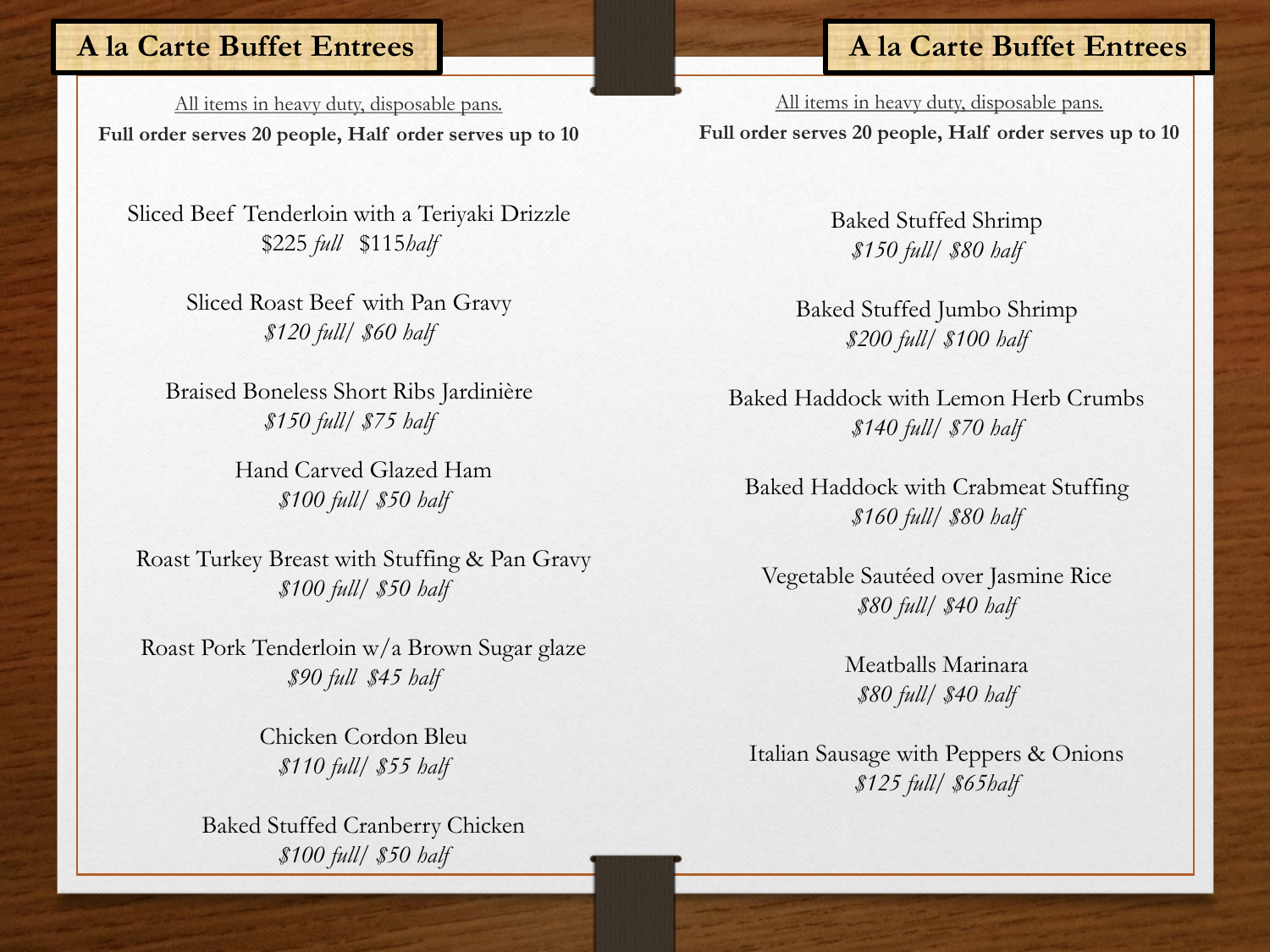## A la Carte Buffet Entrees

All items in heavy duty, disposable pans.

**Full order serves 20 people, Half order serves up to 10**

Sliced Beef Tenderloin with a Teriyaki Drizzle
$225 *full* $115*half*

Sliced Roast Beef with Pan Gravy
*$120 full/ $60 half*

Braised Boneless Short Ribs Jardinière
*$150 full/ $75 half*

Hand Carved Glazed Ham
*$100 full/ $50 half*

Roast Turkey Breast with Stuffing & Pan Gravy
*$100 full/ $50 half*

Roast Pork Tenderloin w/a Brown Sugar glaze
*$90 full $45 half*

Chicken Cordon Bleu
*$110 full/ $55 half*

Baked Stuffed Cranberry Chicken
*$100 full/ $50 half*

## A la Carte Buffet Entrees

All items in heavy duty, disposable pans.

**Full order serves 20 people, Half order serves up to 10**

Baked Stuffed Shrimp
*$150 full/ $80 half*

Baked Stuffed Jumbo Shrimp
*$200 full/ $100 half*

Baked Haddock with Lemon Herb Crumbs
*$140 full/ $70 half*

Baked Haddock with Crabmeat Stuffing
*$160 full/ $80 half*

Vegetable Sautéed over Jasmine Rice
*$80 full/ $40 half*

Meatballs Marinara
*$80 full/ $40 half*

Italian Sausage with Peppers & Onions
*$125 full/ $65half*